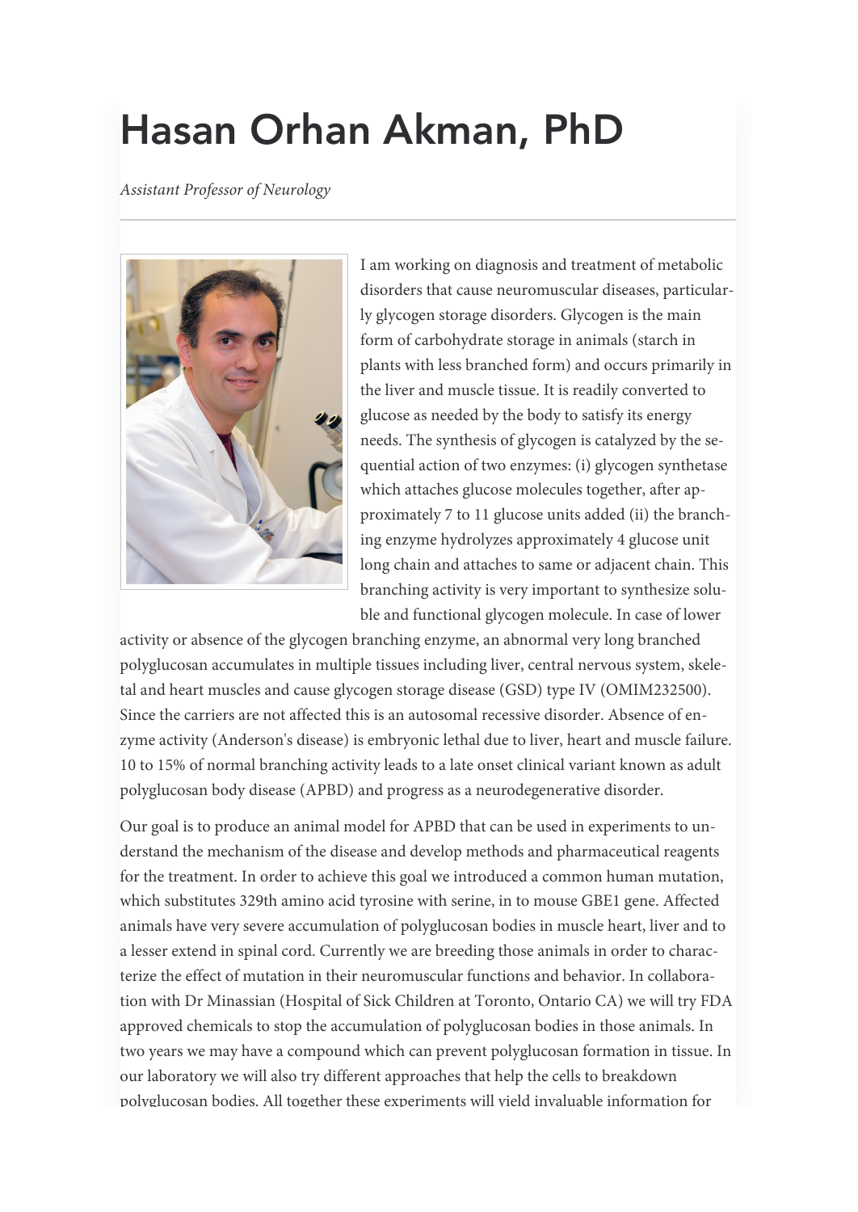# Hasan Orhan Akman, PhD

*Assistant Professor of Neurology*

I am working on diagnosis and treatment of metabolic disorders that cause neuromuscular diseases, particularly glycogen storage disorders. Glycogen is the main form of carbohydrate storage in animals (starch in plants with less branched form) and occurs primarily in the liver and muscle tissue. It is readily converted to glucose as needed by the body to satisfy its energy needs. The synthesis of glycogen is catalyzed by the sequential action of two enzymes: (i) glycogen synthetase which attaches glucose molecules together, after approximately 7 to 11 glucose units added (ii) the branching enzyme hydrolyzes approximately 4 glucose unit long chain and attaches to same or adjacent chain. This branching activity is very important to synthesize soluble and functional glycogen molecule. In case of lower activity or absence of the glycogen branching enzyme, an abnormal very long branched polyglucosan accumulates in multiple tissues including liver, central nervous system, skeletal and heart muscles and cause glycogen storage disease (GSD) type IV (OMIM232500). Since the carriers are not affected this is an autosomal recessive disorder. Absence of enzyme activity (Anderson's disease) is embryonic lethal due to liver, heart and muscle failure. 10 to 15% of normal branching activity leads to a late onset clinical variant known as adult polyglucosan body disease (APBD) and progress as a neurodegenerative disorder.

Our goal is to produce an animal model for APBD that can be used in experiments to understand the mechanism of the disease and develop methods and pharmaceutical reagents for the treatment. In order to achieve this goal we introduced a common human mutation, which substitutes 329th amino acid tyrosine with serine, in to mouse GBE1 gene. Affected animals have very severe accumulation of polyglucosan bodies in muscle heart, liver and to a lesser extend in spinal cord. Currently we are breeding those animals in order to characterize the effect of mutation in their neuromuscular functions and behavior. In collaboration with Dr Minassian (Hospital of Sick Children at Toronto, Ontario CA) we will try FDA approved chemicals to stop the accumulation of polyglucosan bodies in those animals. In two years we may have a compound which can prevent polyglucosan formation in tissue. In our laboratory we will also try different approaches that help the cells to breakdown polyglucosan bodies. All together these experiments will yield invaluable information for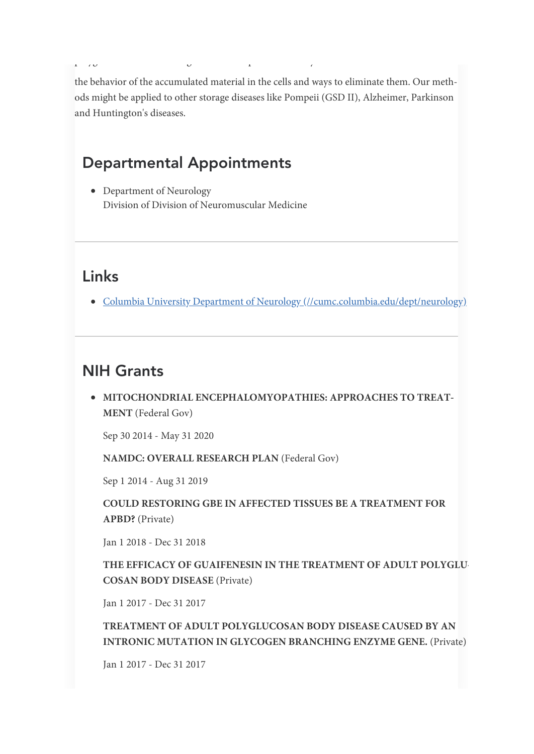the behavior of the accumulated material in the cells and ways to eliminate them. Our methods might be applied to other storage diseases like Pompeii (GSD II), Alzheimer, Parkinson and Huntington's diseases.

## Departmental Appointments

- Department of Neurology
  Division of Division of Neuromuscular Medicine

## Links

- [Columbia University Department of Neurology (//cumc.columbia.edu/dept/neurology)](//cumc.columbia.edu/dept/neurology)

## NIH Grants

- **MITOCHONDRIAL ENCEPHALOMYOPATHIES: APPROACHES TO TREATMENT** (Federal Gov)

  Sep 30 2014 - May 31 2020

  **NAMDC: OVERALL RESEARCH PLAN** (Federal Gov)

  Sep 1 2014 - Aug 31 2019

  **COULD RESTORING GBE IN AFFECTED TISSUES BE A TREATMENT FOR APBD?** (Private)

  Jan 1 2018 - Dec 31 2018

  **THE EFFICACY OF GUAIFENESIN IN THE TREATMENT OF ADULT POLYGLUCOSAN BODY DISEASE** (Private)

  Jan 1 2017 - Dec 31 2017

  **TREATMENT OF ADULT POLYGLUCOSAN BODY DISEASE CAUSED BY AN INTRONIC MUTATION IN GLYCOGEN BRANCHING ENZYME GENE.** (Private)

  Jan 1 2017 - Dec 31 2017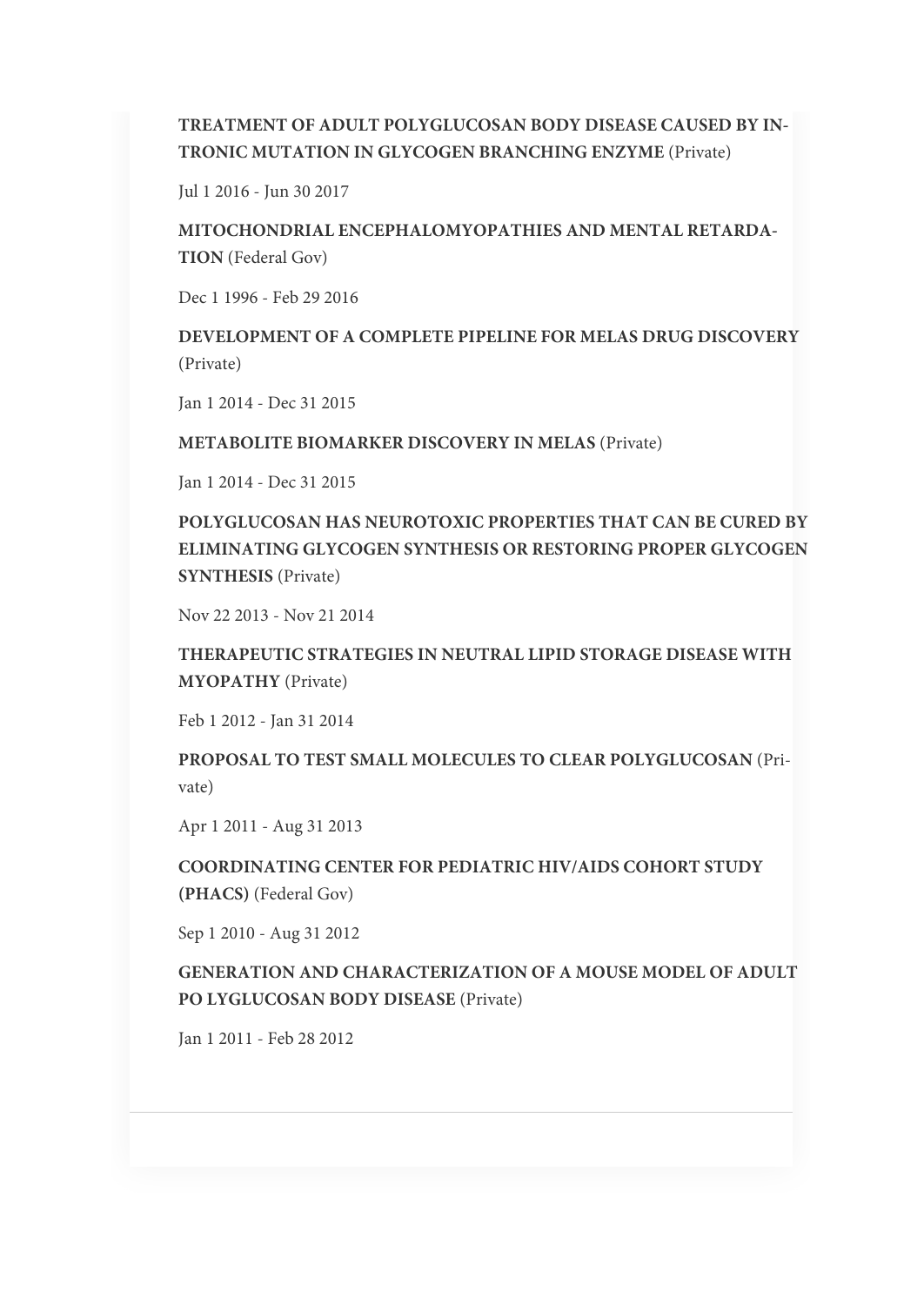**TREATMENT OF ADULT POLYGLUCOSAN BODY DISEASE CAUSED BY INTRONIC MUTATION IN GLYCOGEN BRANCHING ENZYME** (Private)

Jul 1 2016 - Jun 30 2017

**MITOCHONDRIAL ENCEPHALOMYOPATHIES AND MENTAL RETARDATION** (Federal Gov)

Dec 1 1996 - Feb 29 2016

**DEVELOPMENT OF A COMPLETE PIPELINE FOR MELAS DRUG DISCOVERY** (Private)

Jan 1 2014 - Dec 31 2015

**METABOLITE BIOMARKER DISCOVERY IN MELAS** (Private)

Jan 1 2014 - Dec 31 2015

**POLYGLUCOSAN HAS NEUROTOXIC PROPERTIES THAT CAN BE CURED BY ELIMINATING GLYCOGEN SYNTHESIS OR RESTORING PROPER GLYCOGEN SYNTHESIS** (Private)

Nov 22 2013 - Nov 21 2014

**THERAPEUTIC STRATEGIES IN NEUTRAL LIPID STORAGE DISEASE WITH MYOPATHY** (Private)

Feb 1 2012 - Jan 31 2014

**PROPOSAL TO TEST SMALL MOLECULES TO CLEAR POLYGLUCOSAN** (Private)

Apr 1 2011 - Aug 31 2013

**COORDINATING CENTER FOR PEDIATRIC HIV/AIDS COHORT STUDY (PHACS)** (Federal Gov)

Sep 1 2010 - Aug 31 2012

**GENERATION AND CHARACTERIZATION OF A MOUSE MODEL OF ADULT PO LYGLUCOSAN BODY DISEASE** (Private)

Jan 1 2011 - Feb 28 2012